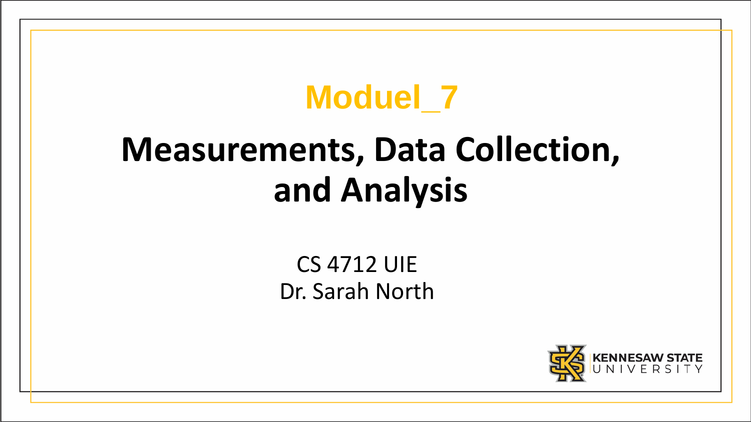# Moduel_7

# Measurements, Data Collection, and Analysis

CS 4712 UIE
Dr. Sarah North

KENNESAW STATE UNIVERSITY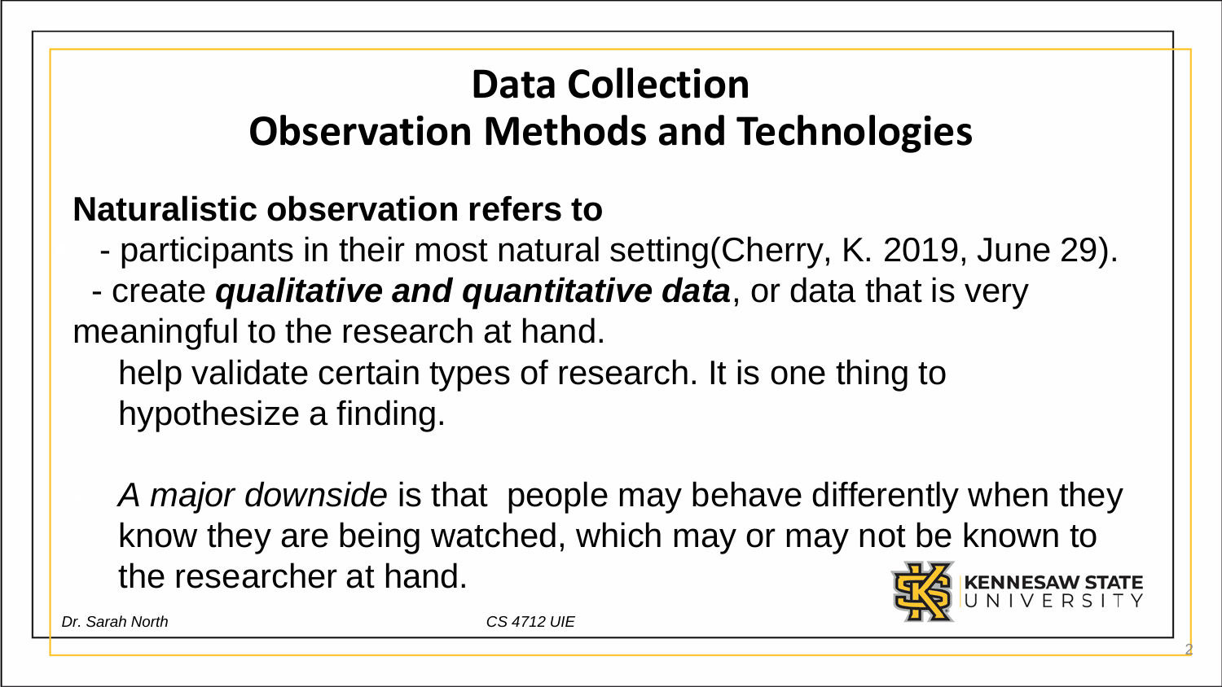# Data Collection
# Observation Methods and Technologies

**Naturalistic observation refers to**

- participants in their most natural setting(Cherry, K. 2019, June 29).
- create ***qualitative and quantitative data***, or data that is very meaningful to the research at hand.

help validate certain types of research. It is one thing to hypothesize a finding.

*A major downside* is that people may behave differently when they know they are being watched, which may or may not be known to the researcher at hand.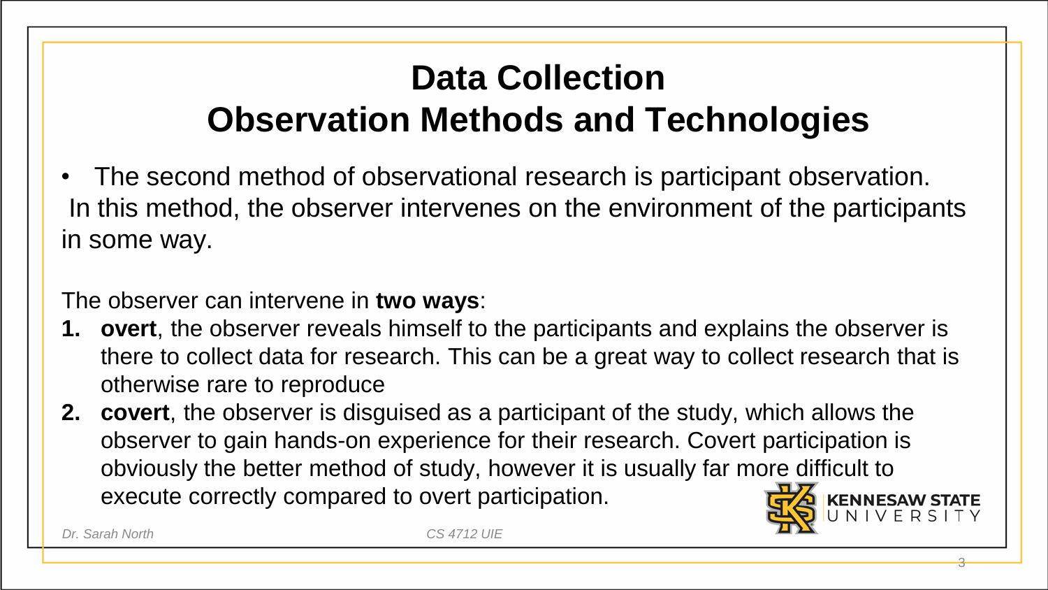# Data Collection
# Observation Methods and Technologies

- The second method of observational research is participant observation. In this method, the observer intervenes on the environment of the participants in some way.

The observer can intervene in **two ways**:

1. **overt**, the observer reveals himself to the participants and explains the observer is there to collect data for research. This can be a great way to collect research that is otherwise rare to reproduce
2. **covert**, the observer is disguised as a participant of the study, which allows the observer to gain hands-on experience for their research. Covert participation is obviously the better method of study, however it is usually far more difficult to execute correctly compared to overt participation.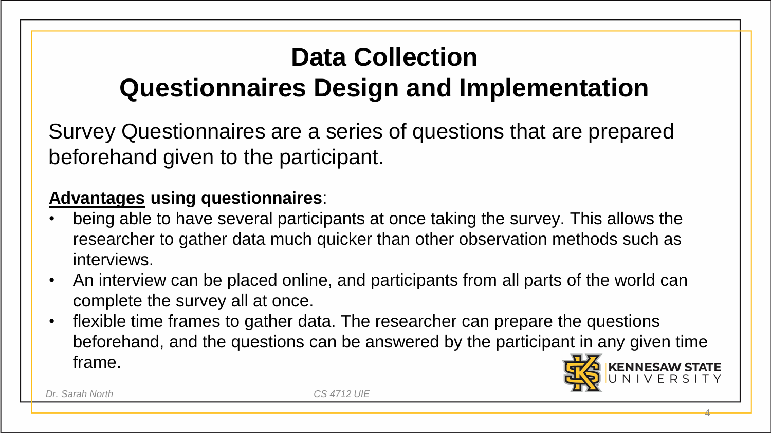# Data Collection
# Questionnaires Design and Implementation

Survey Questionnaires are a series of questions that are prepared beforehand given to the participant.

**Advantages using questionnaires**:

- being able to have several participants at once taking the survey. This allows the researcher to gather data much quicker than other observation methods such as interviews.
- An interview can be placed online, and participants from all parts of the world can complete the survey all at once.
- flexible time frames to gather data. The researcher can prepare the questions beforehand, and the questions can be answered by the participant in any given time frame.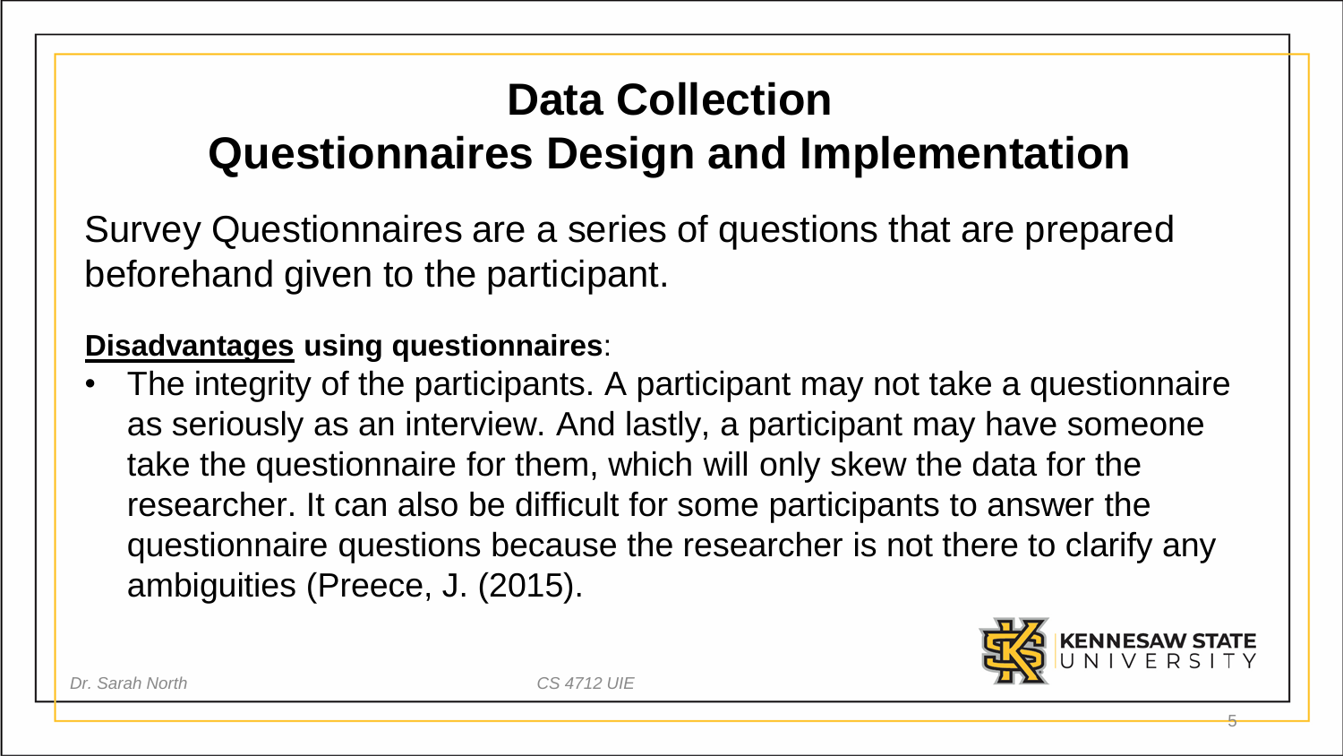# Data Collection
# Questionnaires Design and Implementation

Survey Questionnaires are a series of questions that are prepared beforehand given to the participant.

**<u>Disadvantages</u> using questionnaires**:

- The integrity of the participants. A participant may not take a questionnaire as seriously as an interview. And lastly, a participant may have someone take the questionnaire for them, which will only skew the data for the researcher. It can also be difficult for some participants to answer the questionnaire questions because the researcher is not there to clarify any ambiguities (Preece, J. (2015).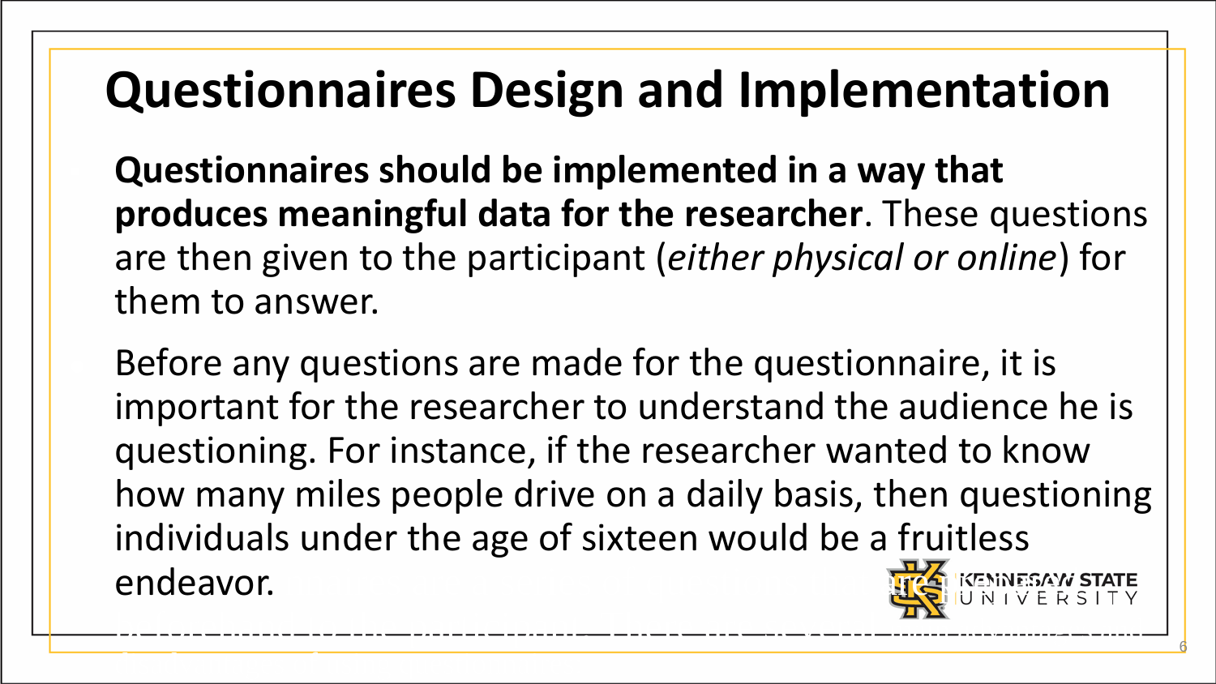# Questionnaires Design and Implementation

**Questionnaires should be implemented in a way that produces meaningful data for the researcher**. These questions are then given to the participant (*either physical or online*) for them to answer.

Before any questions are made for the questionnaire, it is important for the researcher to understand the audience he is questioning. For instance, if the researcher wanted to know how many miles people drive on a daily basis, then questioning individuals under the age of sixteen would be a fruitless endeavor.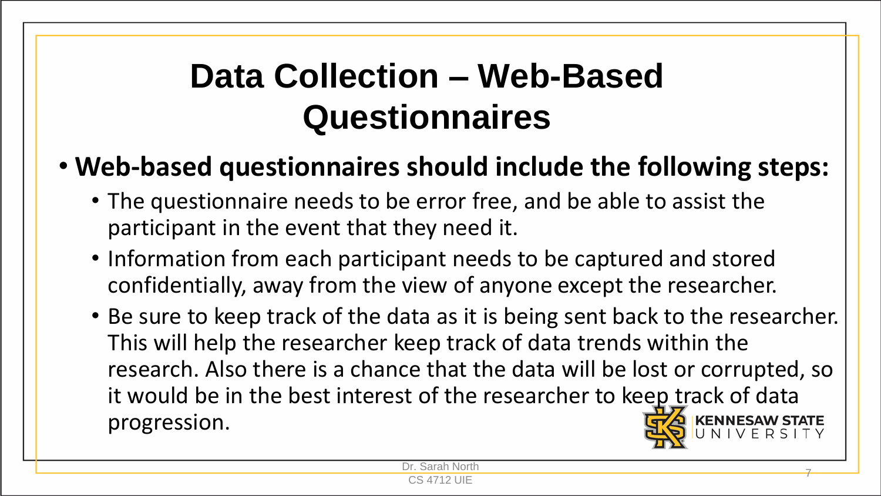# Data Collection – Web-Based Questionnaires

- **Web-based questionnaires should include the following steps:**
  - The questionnaire needs to be error free, and be able to assist the participant in the event that they need it.
  - Information from each participant needs to be captured and stored confidentially, away from the view of anyone except the researcher.
  - Be sure to keep track of the data as it is being sent back to the researcher. This will help the researcher keep track of data trends within the research. Also there is a chance that the data will be lost or corrupted, so it would be in the best interest of the researcher to keep track of data progression.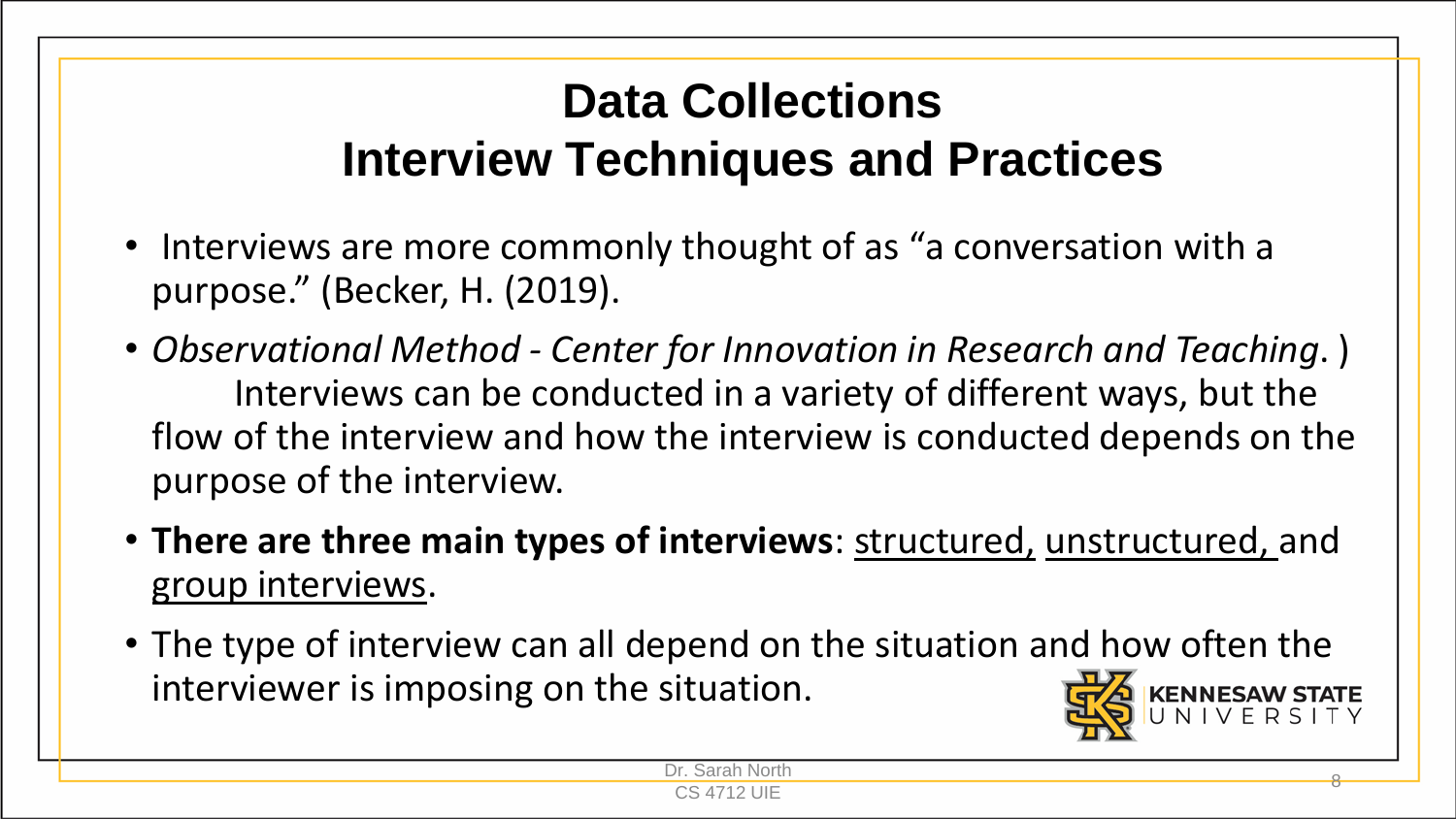# Data Collections
## Interview Techniques and Practices

- Interviews are more commonly thought of as “a conversation with a purpose.” (Becker, H. (2019).
- *Observational Method - Center for Innovation in Research and Teaching*. ) Interviews can be conducted in a variety of different ways, but the flow of the interview and how the interview is conducted depends on the purpose of the interview.
- **There are three main types of interviews**: structured, unstructured, and group interviews.
- The type of interview can all depend on the situation and how often the interviewer is imposing on the situation.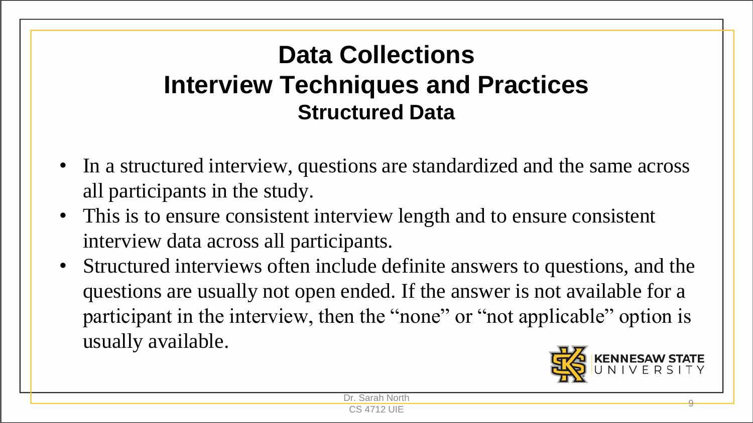# Data Collections

## Interview Techniques and Practices

### Structured Data

- In a structured interview, questions are standardized and the same across all participants in the study.
- This is to ensure consistent interview length and to ensure consistent interview data across all participants.
- Structured interviews often include definite answers to questions, and the questions are usually not open ended. If the answer is not available for a participant in the interview, then the "none" or "not applicable" option is usually available.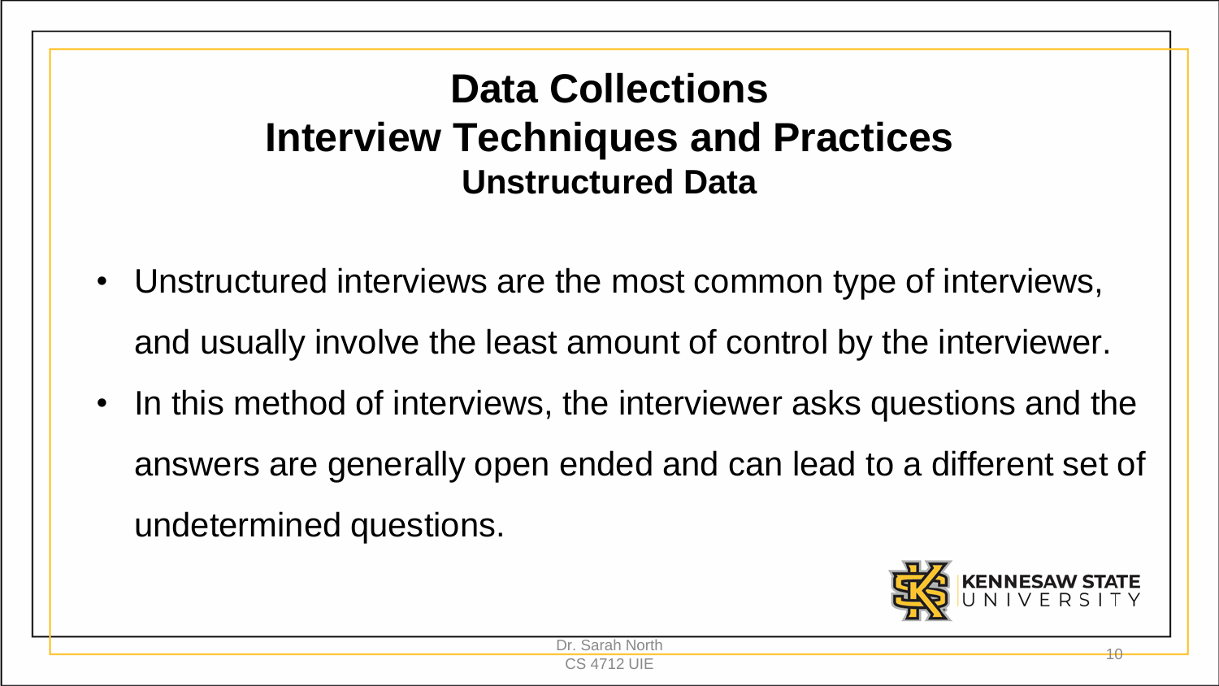# Data Collections
## Interview Techniques and Practices
### Unstructured Data

- Unstructured interviews are the most common type of interviews, and usually involve the least amount of control by the interviewer.
- In this method of interviews, the interviewer asks questions and the answers are generally open ended and can lead to a different set of undetermined questions.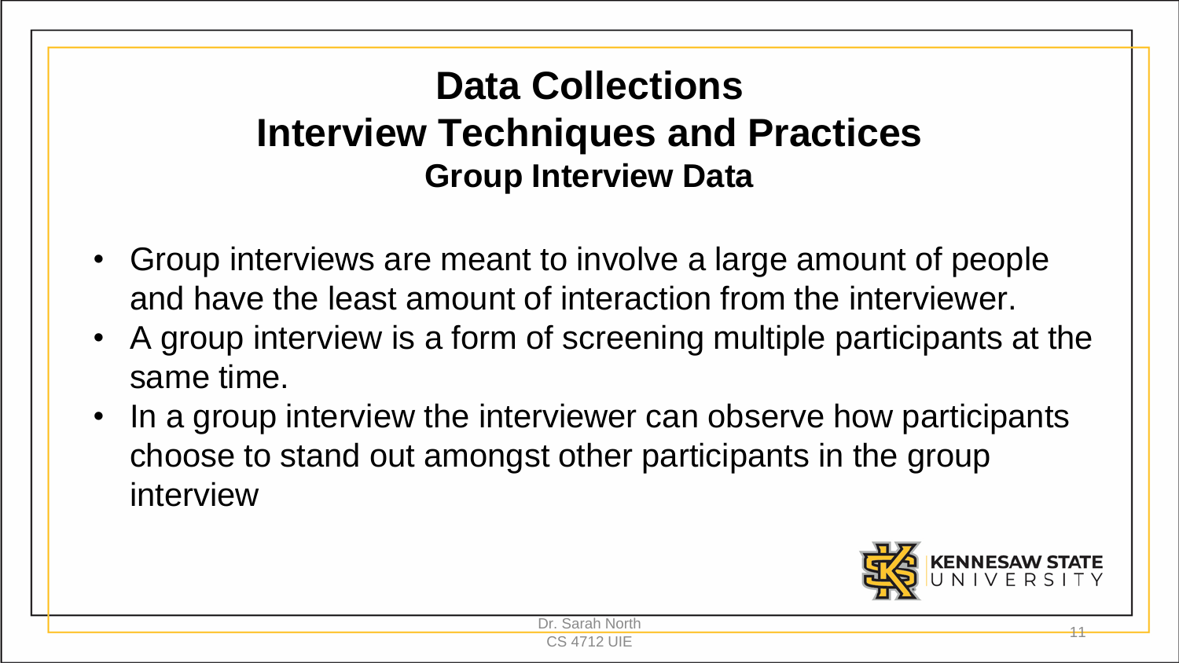# Data Collections
# Interview Techniques and Practices
## Group Interview Data

- Group interviews are meant to involve a large amount of people and have the least amount of interaction from the interviewer.
- A group interview is a form of screening multiple participants at the same time.
- In a group interview the interviewer can observe how participants choose to stand out amongst other participants in the group interview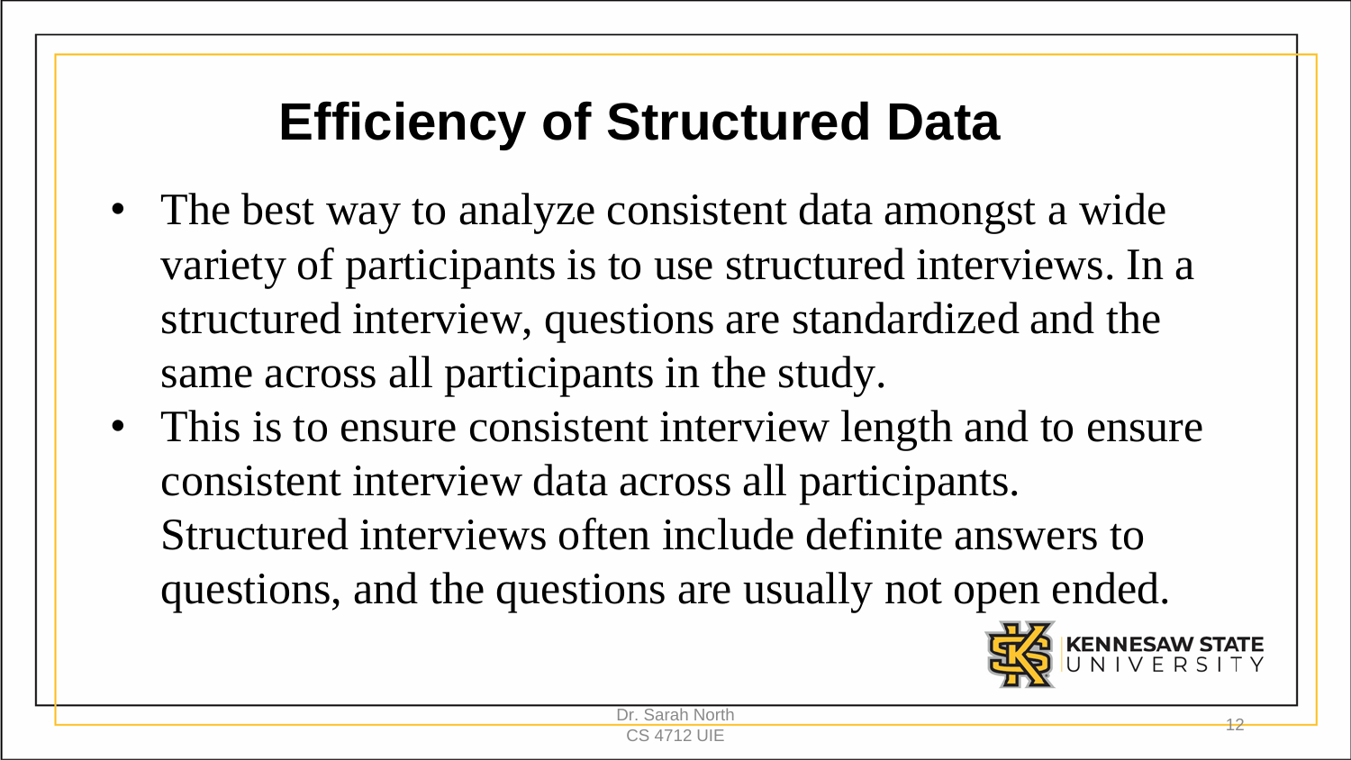# Efficiency of Structured Data

- The best way to analyze consistent data amongst a wide variety of participants is to use structured interviews. In a structured interview, questions are standardized and the same across all participants in the study.
- This is to ensure consistent interview length and to ensure consistent interview data across all participants. Structured interviews often include definite answers to questions, and the questions are usually not open ended.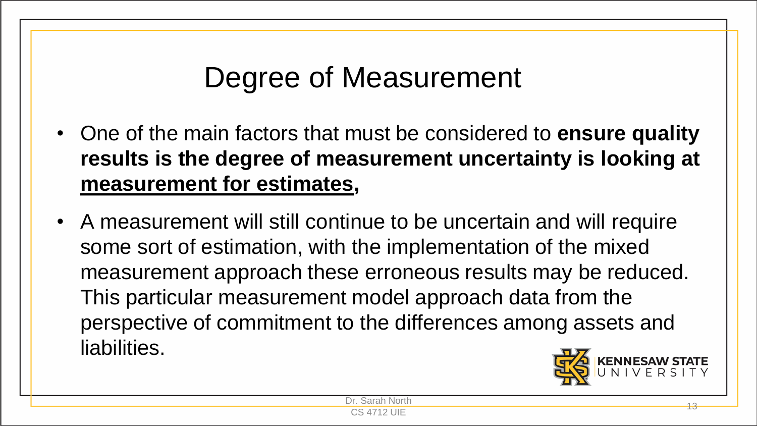# Degree of Measurement

- One of the main factors that must be considered to **ensure quality results is the degree of measurement uncertainty is looking at <u>measurement for estimates</u>,**
- A measurement will still continue to be uncertain and will require some sort of estimation, with the implementation of the mixed measurement approach these erroneous results may be reduced. This particular measurement model approach data from the perspective of commitment to the differences among assets and liabilities.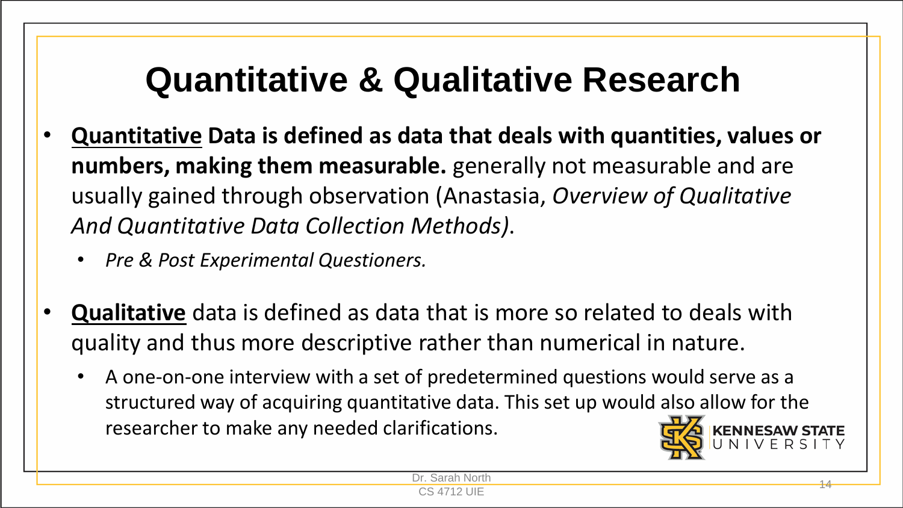# Quantitative & Qualitative Research

- **<u>Quantitative</u> Data is defined as data that deals with quantities, values or numbers, making them measurable.** generally not measurable and are usually gained through observation (Anastasia, *Overview of Qualitative And Quantitative Data Collection Methods)*.
  - *Pre & Post Experimental Questioners.*

- **<u>Qualitative</u>** data is defined as data that is more so related to deals with quality and thus more descriptive rather than numerical in nature.
  - A one-on-one interview with a set of predetermined questions would serve as a structured way of acquiring quantitative data. This set up would also allow for the researcher to make any needed clarifications.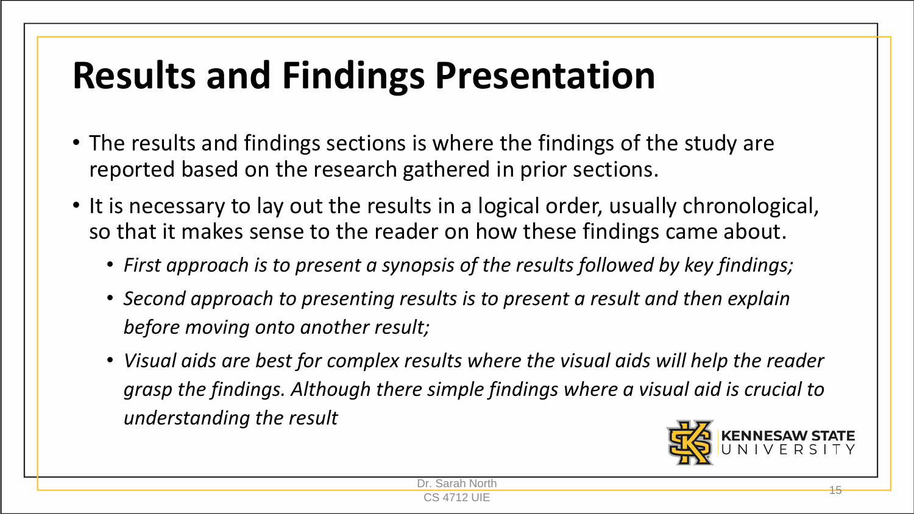# Results and Findings Presentation

- The results and findings sections is where the findings of the study are reported based on the research gathered in prior sections.
- It is necessary to lay out the results in a logical order, usually chronological, so that it makes sense to the reader on how these findings came about.
  - *First approach is to present a synopsis of the results followed by key findings;*
  - *Second approach to presenting results is to present a result and then explain before moving onto another result;*
  - *Visual aids are best for complex results where the visual aids will help the reader grasp the findings. Although there simple findings where a visual aid is crucial to understanding the result*

KENNESAW STATE UNIVERSITY

Dr. Sarah North
CS 4712 UIE